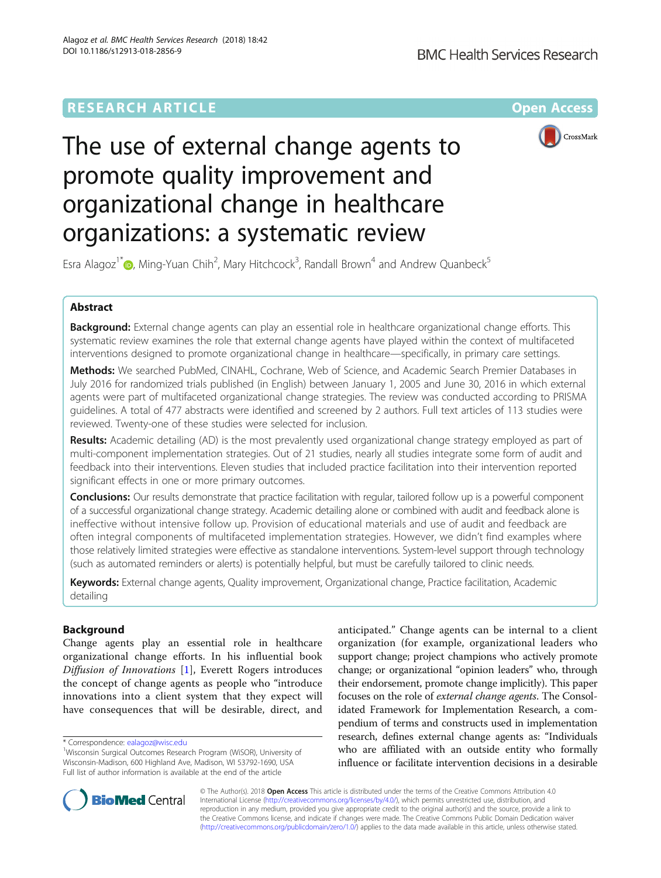RESEARCH ARTICLE

Open Access

# The use of external change agents to promote quality improvement and organizational change in healthcare organizations: a systematic review

Esra Alagoz[1*], Ming-Yuan Chih[2], Mary Hitchcock[3], Randall Brown[4] and Andrew Quanbeck[5]

## Abstract

**Background:** External change agents can play an essential role in healthcare organizational change efforts. This systematic review examines the role that external change agents have played within the context of multifaceted interventions designed to promote organizational change in healthcare—specifically, in primary care settings.

**Methods:** We searched PubMed, CINAHL, Cochrane, Web of Science, and Academic Search Premier Databases in July 2016 for randomized trials published (in English) between January 1, 2005 and June 30, 2016 in which external agents were part of multifaceted organizational change strategies. The review was conducted according to PRISMA guidelines. A total of 477 abstracts were identified and screened by 2 authors. Full text articles of 113 studies were reviewed. Twenty-one of these studies were selected for inclusion.

**Results:** Academic detailing (AD) is the most prevalently used organizational change strategy employed as part of multi-component implementation strategies. Out of 21 studies, nearly all studies integrate some form of audit and feedback into their interventions. Eleven studies that included practice facilitation into their intervention reported significant effects in one or more primary outcomes.

**Conclusions:** Our results demonstrate that practice facilitation with regular, tailored follow up is a powerful component of a successful organizational change strategy. Academic detailing alone or combined with audit and feedback alone is ineffective without intensive follow up. Provision of educational materials and use of audit and feedback are often integral components of multifaceted implementation strategies. However, we didn't find examples where those relatively limited strategies were effective as standalone interventions. System-level support through technology (such as automated reminders or alerts) is potentially helpful, but must be carefully tailored to clinic needs.

**Keywords:** External change agents, Quality improvement, Organizational change, Practice facilitation, Academic detailing

## Background

Change agents play an essential role in healthcare organizational change efforts. In his influential book *Diffusion of Innovations* [1], Everett Rogers introduces the concept of change agents as people who "introduce innovations into a client system that they expect will have consequences that will be desirable, direct, and anticipated." Change agents can be internal to a client organization (for example, organizational leaders who support change; project champions who actively promote change; or organizational "opinion leaders" who, through their endorsement, promote change implicitly). This paper focuses on the role of *external change agents*. The Consolidated Framework for Implementation Research, a compendium of terms and constructs used in implementation research, defines external change agents as: "Individuals who are affiliated with an outside entity who formally influence or facilitate intervention decisions in a desirable

* Correspondence: ealagoz@wisc.edu
[1]Wisconsin Surgical Outcomes Research Program (WiSOR), University of Wisconsin-Madison, 600 Highland Ave, Madison, WI 53792-1690, USA
Full list of author information is available at the end of the article

© The Author(s). 2018 **Open Access** This article is distributed under the terms of the Creative Commons Attribution 4.0 International License (http://creativecommons.org/licenses/by/4.0/), which permits unrestricted use, distribution, and reproduction in any medium, provided you give appropriate credit to the original author(s) and the source, provide a link to the Creative Commons license, and indicate if changes were made. The Creative Commons Public Domain Dedication waiver (http://creativecommons.org/publicdomain/zero/1.0/) applies to the data made available in this article, unless otherwise stated.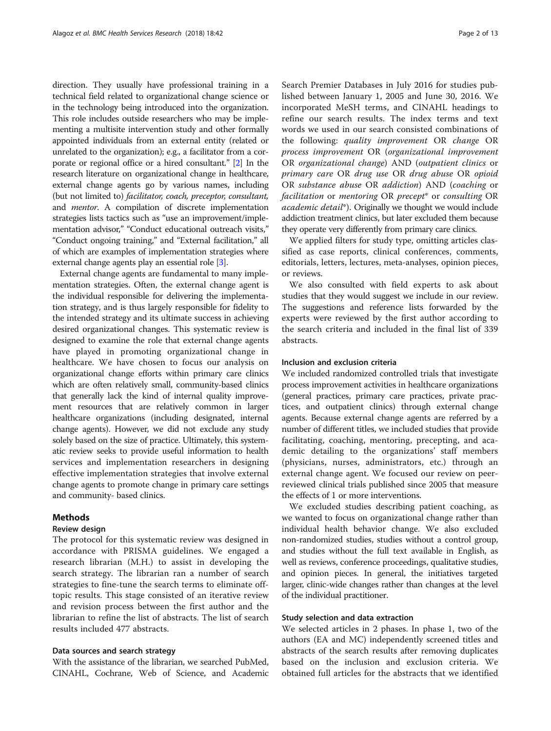direction. They usually have professional training in a technical field related to organizational change science or in the technology being introduced into the organization. This role includes outside researchers who may be implementing a multisite intervention study and other formally appointed individuals from an external entity (related or unrelated to the organization); e.g., a facilitator from a corporate or regional office or a hired consultant." [2] In the research literature on organizational change in healthcare, external change agents go by various names, including (but not limited to) *facilitator, coach, preceptor, consultant,* and *mentor*. A compilation of discrete implementation strategies lists tactics such as "use an improvement/implementation advisor," "Conduct educational outreach visits," "Conduct ongoing training," and "External facilitation," all of which are examples of implementation strategies where external change agents play an essential role [3].

External change agents are fundamental to many implementation strategies. Often, the external change agent is the individual responsible for delivering the implementation strategy, and is thus largely responsible for fidelity to the intended strategy and its ultimate success in achieving desired organizational changes. This systematic review is designed to examine the role that external change agents have played in promoting organizational change in healthcare. We have chosen to focus our analysis on organizational change efforts within primary care clinics which are often relatively small, community-based clinics that generally lack the kind of internal quality improvement resources that are relatively common in larger healthcare organizations (including designated, internal change agents). However, we did not exclude any study solely based on the size of practice. Ultimately, this systematic review seeks to provide useful information to health services and implementation researchers in designing effective implementation strategies that involve external change agents to promote change in primary care settings and community- based clinics.

## Methods

### Review design

The protocol for this systematic review was designed in accordance with PRISMA guidelines. We engaged a research librarian (M.H.) to assist in developing the search strategy. The librarian ran a number of search strategies to fine-tune the search terms to eliminate off-topic results. This stage consisted of an iterative review and revision process between the first author and the librarian to refine the list of abstracts. The list of search results included 477 abstracts.

### Data sources and search strategy

With the assistance of the librarian, we searched PubMed, CINAHL, Cochrane, Web of Science, and Academic Search Premier Databases in July 2016 for studies published between January 1, 2005 and June 30, 2016. We incorporated MeSH terms, and CINAHL headings to refine our search results. The index terms and text words we used in our search consisted combinations of the following: *quality improvement* OR *change* OR *process improvement* OR (*organizational improvement* OR *organizational change*) AND (*outpatient clinics* or *primary care* OR *drug use* OR *drug abuse* OR *opioid* OR *substance abuse* OR *addiction*) AND (*coaching* or *facilitation* or *mentoring* OR *precept** or *consulting* OR *academic detail**). Originally we thought we would include addiction treatment clinics, but later excluded them because they operate very differently from primary care clinics.

We applied filters for study type, omitting articles classified as case reports, clinical conferences, comments, editorials, letters, lectures, meta-analyses, opinion pieces, or reviews.

We also consulted with field experts to ask about studies that they would suggest we include in our review. The suggestions and reference lists forwarded by the experts were reviewed by the first author according to the search criteria and included in the final list of 339 abstracts.

### Inclusion and exclusion criteria

We included randomized controlled trials that investigate process improvement activities in healthcare organizations (general practices, primary care practices, private practices, and outpatient clinics) through external change agents. Because external change agents are referred by a number of different titles, we included studies that provide facilitating, coaching, mentoring, precepting, and academic detailing to the organizations' staff members (physicians, nurses, administrators, etc.) through an external change agent. We focused our review on peer-reviewed clinical trials published since 2005 that measure the effects of 1 or more interventions.

We excluded studies describing patient coaching, as we wanted to focus on organizational change rather than individual health behavior change. We also excluded non-randomized studies, studies without a control group, and studies without the full text available in English, as well as reviews, conference proceedings, qualitative studies, and opinion pieces. In general, the initiatives targeted larger, clinic-wide changes rather than changes at the level of the individual practitioner.

### Study selection and data extraction

We selected articles in 2 phases. In phase 1, two of the authors (EA and MC) independently screened titles and abstracts of the search results after removing duplicates based on the inclusion and exclusion criteria. We obtained full articles for the abstracts that we identified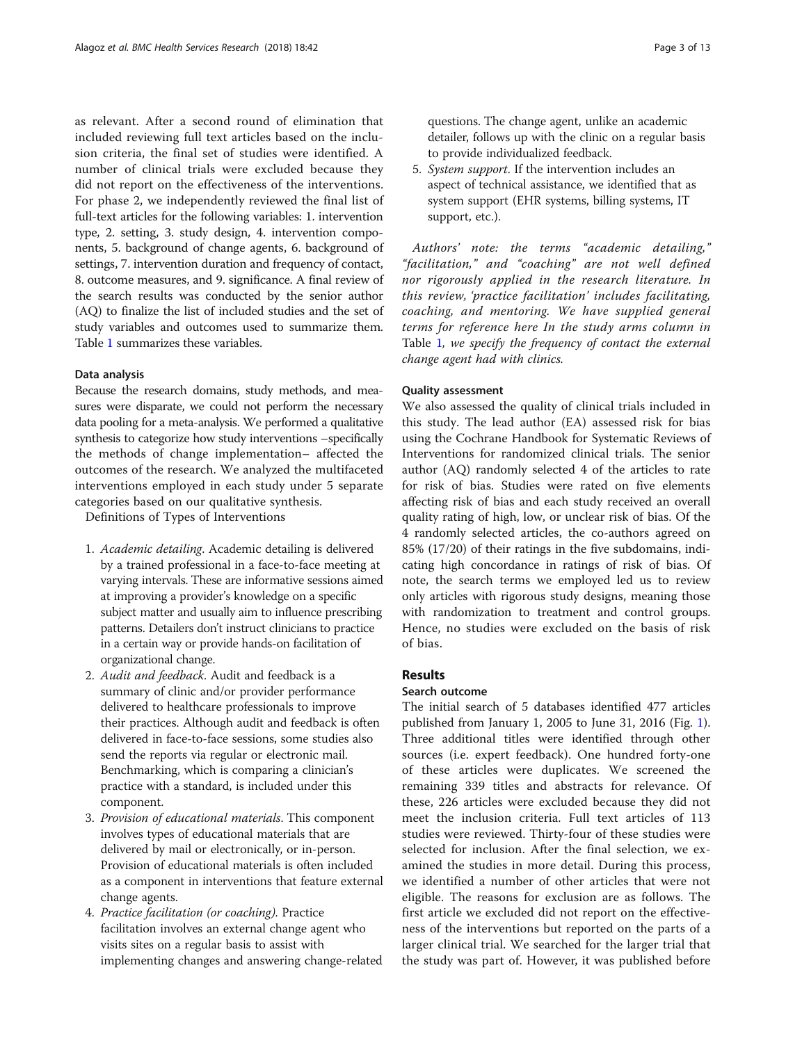as relevant. After a second round of elimination that included reviewing full text articles based on the inclusion criteria, the final set of studies were identified. A number of clinical trials were excluded because they did not report on the effectiveness of the interventions. For phase 2, we independently reviewed the final list of full-text articles for the following variables: 1. intervention type, 2. setting, 3. study design, 4. intervention components, 5. background of change agents, 6. background of settings, 7. intervention duration and frequency of contact, 8. outcome measures, and 9. significance. A final review of the search results was conducted by the senior author (AQ) to finalize the list of included studies and the set of study variables and outcomes used to summarize them. Table 1 summarizes these variables.

### Data analysis

Because the research domains, study methods, and measures were disparate, we could not perform the necessary data pooling for a meta-analysis. We performed a qualitative synthesis to categorize how study interventions –specifically the methods of change implementation– affected the outcomes of the research. We analyzed the multifaceted interventions employed in each study under 5 separate categories based on our qualitative synthesis.

Definitions of Types of Interventions

1. *Academic detailing.* Academic detailing is delivered by a trained professional in a face-to-face meeting at varying intervals. These are informative sessions aimed at improving a provider's knowledge on a specific subject matter and usually aim to influence prescribing patterns. Detailers don't instruct clinicians to practice in a certain way or provide hands-on facilitation of organizational change.
2. *Audit and feedback.* Audit and feedback is a summary of clinic and/or provider performance delivered to healthcare professionals to improve their practices. Although audit and feedback is often delivered in face-to-face sessions, some studies also send the reports via regular or electronic mail. Benchmarking, which is comparing a clinician's practice with a standard, is included under this component.
3. *Provision of educational materials.* This component involves types of educational materials that are delivered by mail or electronically, or in-person. Provision of educational materials is often included as a component in interventions that feature external change agents.
4. *Practice facilitation (or coaching).* Practice facilitation involves an external change agent who visits sites on a regular basis to assist with implementing changes and answering change-related questions. The change agent, unlike an academic detailer, follows up with the clinic on a regular basis to provide individualized feedback.
5. *System support.* If the intervention includes an aspect of technical assistance, we identified that as system support (EHR systems, billing systems, IT support, etc.).

*Authors' note: the terms "academic detailing," "facilitation," and "coaching" are not well defined nor rigorously applied in the research literature. In this review, 'practice facilitation' includes facilitating, coaching, and mentoring. We have supplied general terms for reference here In the study arms column in Table 1, we specify the frequency of contact the external change agent had with clinics.*

### Quality assessment

We also assessed the quality of clinical trials included in this study. The lead author (EA) assessed risk for bias using the Cochrane Handbook for Systematic Reviews of Interventions for randomized clinical trials. The senior author (AQ) randomly selected 4 of the articles to rate for risk of bias. Studies were rated on five elements affecting risk of bias and each study received an overall quality rating of high, low, or unclear risk of bias. Of the 4 randomly selected articles, the co-authors agreed on 85% (17/20) of their ratings in the five subdomains, indicating high concordance in ratings of risk of bias. Of note, the search terms we employed led us to review only articles with rigorous study designs, meaning those with randomization to treatment and control groups. Hence, no studies were excluded on the basis of risk of bias.

## Results

### Search outcome

The initial search of 5 databases identified 477 articles published from January 1, 2005 to June 31, 2016 (Fig. 1). Three additional titles were identified through other sources (i.e. expert feedback). One hundred forty-one of these articles were duplicates. We screened the remaining 339 titles and abstracts for relevance. Of these, 226 articles were excluded because they did not meet the inclusion criteria. Full text articles of 113 studies were reviewed. Thirty-four of these studies were selected for inclusion. After the final selection, we examined the studies in more detail. During this process, we identified a number of other articles that were not eligible. The reasons for exclusion are as follows. The first article we excluded did not report on the effectiveness of the interventions but reported on the parts of a larger clinical trial. We searched for the larger trial that the study was part of. However, it was published before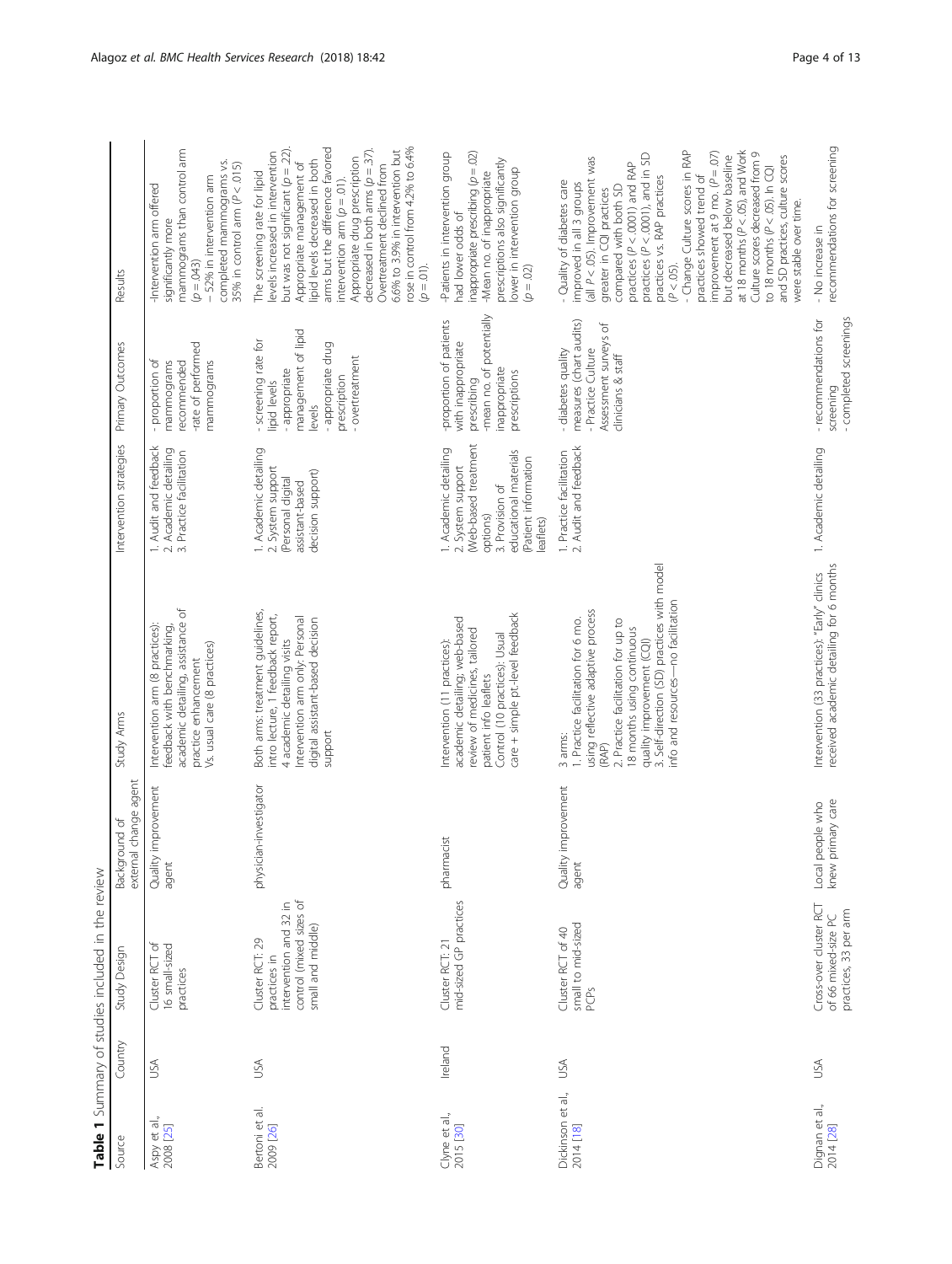**Table 1** Summary of studies included in the review

| Source | Country | Study Design | Background of external change agent | Study Arms | Intervention strategies | Primary Outcomes | Results |
|---|---|---|---|---|---|---|---|
| Aspy et al., 2008 [25] | USA | Cluster RCT of 16 small-sized practices | Quality improvement agent | Intervention arm (8 practices): feedback with benchmarking, academic detailing, assistance of practice enhancement Vs. usual care (8 practices) | 1. Audit and feedback 2. Academic detailing 3. Practice facilitation | - proportion of mammograms recommended -rate of performed mammograms | -Intervention arm offered significantly more mammograms than control arm ($p = .043$) – 52% in intervention arm completed mammograms vs. 35% in control arm ($P < .015$) |
| Bertoni et al. 2009 [26] | USA | Cluster RCT: 29 practices in intervention and 32 in control (mixed sizes of small and middle) | physician-investigator | Both arms: treatment guidelines, intro lecture, 1 feedback report, 4 academic detailing visits Intervention arm only: Personal digital assistant-based decision support | 1. Academic detailing 2. System support (Personal digital assistant-based decision support) | - screening rate for lipid levels - appropriate management of lipid levels - appropriate drug prescription - overtreatment | The screening rate for lipid levels increased in intervention but was not significant ($p = .22$). Appropriate management of lipid levels decreased in both arms but the difference favored intervention arm ($p = .01$). Appropriate drug prescription decreased in both arms ($p = .37$). Overtreatment declined from 6.6% to 3.9% in intervention but rose in control from 4.2% to 6.4% ($p = .01$). |
| Clyne et al., 2015 [30] | Ireland | Cluster RCT: 21 mid-sized GP practices | pharmacist | Intervention (11 practices): academic detailing; web-based review of medicines, tailored patient info leaflets Control (10 practices): Usual care + simple pt.-level feedback | 1. Academic detailing 2. System support (Web-based treatment options) 3. Provision of educational materials (Patient information leaflets) | -proportion of patients with inappropriate prescribing -mean no. of potentially inappropriate prescriptions | -Patients in intervention group had lower odds of inappropriate prescribing ($p = .02$) -Mean no. of inappropriate prescriptions also significantly lower in intervention group ($p = .02$) |
| Dickinson et al., 2014 [18] | USA | Cluster RCT of 40 small to mid-sized PCPs | Quality improvement agent | 3 arms: 1. Practice facilitation for 6 mo. using reflective adaptive process (RAP) 2. Practice facilitation for up to 18 months using continuous quality improvement (CQI) 3. Self-direction (SD) practices with model info and resources—no facilitation | 1. Practice facilitation 2. Audit and feedback | - diabetes quality measures (chart audits) - Practice Culture Assessment surveys of clinicians & staff | - Quality of diabetes care improved in all 3 groups (all $P < .05$). Improvement was greater in CQI practices compared with both SD practices ($P < .0001$) and RAP practices ($P < .0001$), and in SD practices vs. RAP practices ($P < .05$). - Change Culture scores in RAP practices showed trend of improvement at 9 mo. ($P = .07$) but decreased below baseline at 18 months ($P < .05$), and Work Culture scores decreased from 9 to 18 months ($P < .05$). In CQI and SD practices, culture scores were stable over time. |
| Dignan et al., 2014 [28] | USA | Cross-over cluster RCT of 66 mixed-size PC practices, 33 per arm | Local people who knew primary care | Intervention (33 practices): "Early" clinics received academic detailing for 6 months | 1. Academic detailing | - recommendations for screening - completed screenings | - No increase in recommendations for screening |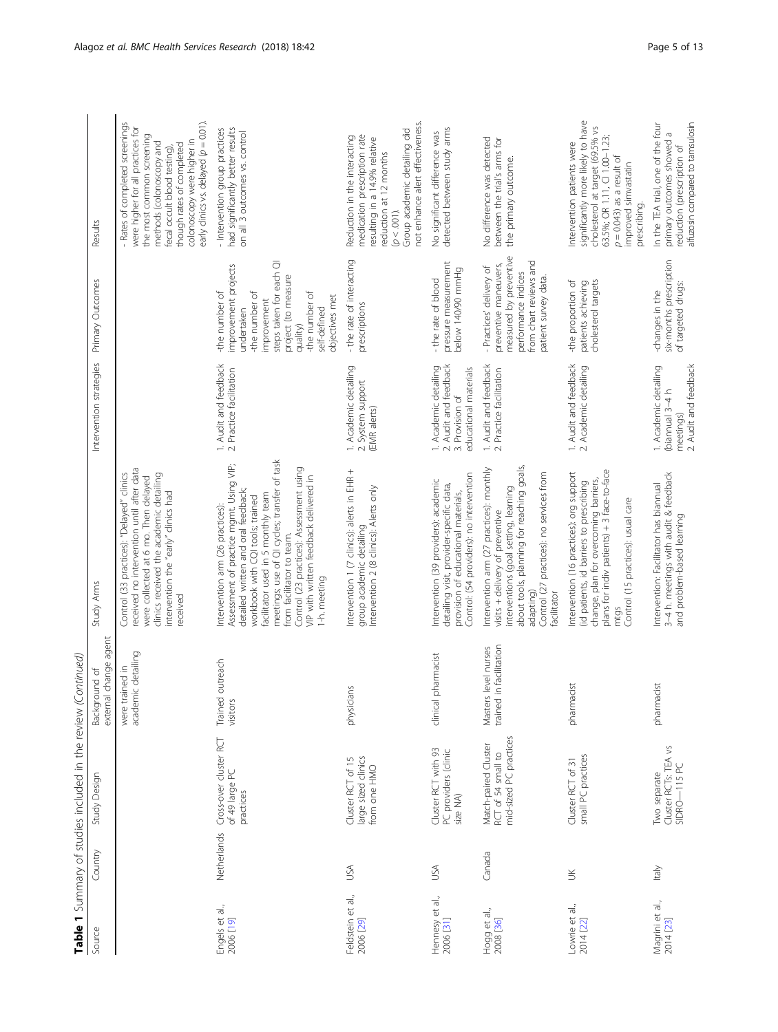**Table 1** Summary of studies included in the review *(Continued)*

| Source | Country | Study Design | Background of external change agent | Study Arms | Intervention strategies | Primary Outcomes | Results |
| --- | --- | --- | --- | --- | --- | --- | --- |
| | | | were trained in academic detailing | Control (33 practices): "Delayed" clinics received no intervention until after data were collected at 6 mo. Then delayed clinics received the academic detailing intervention the "early" clinics had received | | | - Rates of completed screenings were higher for all practices for the most common screening methods (colonoscopy and fecal occult blood testing), though rates of completed colonoscopy were higher in early clinics vs. delayed ($p = 0.01$). |
| Engels et al., 2006 [19] | Netherlands | Cross-over cluster RCT of 49 large PC practices | Trained outreach visitors | Intervention arm (26 practices): Assessment of practice mgmt. Using VIP; detailed written and oral feedback; workbook with CQI tools; trained facilitator used in 5 monthly team meetings; use of QI cycles; transfer of task from facilitator to team. Control (23 practices): Assessment using VIP with written feedback delivered in 1-h. meeting | 1. Audit and feedback 2. Practice facilitation | -the number of improvement projects undertaken -the number of improvement steps taken for each QI project (to measure quality) -the number of self-defined objectives met | - Intervention group practices had significantly better results on all 3 outcomes vs. control |
| Feldstein et al., 2006 [29] | USA | Cluster RCT of 15 large sized clinics from one HMO | physicians | Intervention 1 (7 clinics): alerts in EHR + group academic detailing Intervention 2 (8 clinics): Alerts only | 1. Academic detailing 2. System support (EMR alerts) | - the rate of interacting prescriptions | Reduction in the interacting medication prescription rate resulting in a 14.9% relative reduction at 12 months ($p < .001$). Group academic detailing did not enhance alert effectiveness. |
| Hennesy et al., 2006 [31] | USA | Cluster RCT with 93 PC providers (clinic size NA) | clinical pharmacist | Intervention (39 providers): academic detailing visit, provider-specific data, provision of educational materials, Control: (54 providers): no intervention | 1. Academic detailing 2. Audit and feedback 3. Provision of educational materials | - the rate of blood pressure measurement below 140/90 mmHg | No significant difference was detected between study arms |
| Hogg et al., 2008 [36] | Canada | Match-paired Cluster RCT of 54 small to mid-sized PC practices | Masters level nurses trained in facilitation | Intervention arm (27 practices): monthly visits + delivery of preventive interventions (goal setting, learning about tools, planning for reaching goals, adapting) Control (27 practices): no services from facilitator | 1. Audit and feedback 2. Practice facilitation | - Practices' delivery of preventive maneuvers, measured by preventive performance indices from chart reviews and patient survey data. | No difference was detected between the trial's arms for the primary outcome. |
| Lowrie et al., 2014 [22] | UK | Cluster RCT of 31 small PC practices | pharmacist | Intervention (16 practices): org support (id patients, id barriers to prescribing change, plan for overcoming barriers, plans for indiv patients) + 3 face-to-face mtgs Control (15 practices): usual care | 1. Audit and feedback 2. Academic detailing | -the proportion of patients achieving cholesterol targets | Intervention patients were significantly more likely to have cholesterol at target (69.5% vs 63.5%; OR 1.11, CI 1.00–1.23; $p = 0.043$) as a result of improved simvastatin prescribing. |
| Magrini et al., 2014 [23] | Italy | Two separate Cluster RCTs: TEA vs SIDRO—115 PC | pharmacist | Intervention: Facilitator has biannual 3–4 h. meetings with audit & feedback and problem-based learning | 1. Academic detailing (biannual 3–4 h meetings) 2. Audit and feedback | -changes in the six-months prescription of targeted drugs: | In the TEA trial, one of the four primary outcomes showed a reduction (prescription of alfuzosin compared to tamsulosin |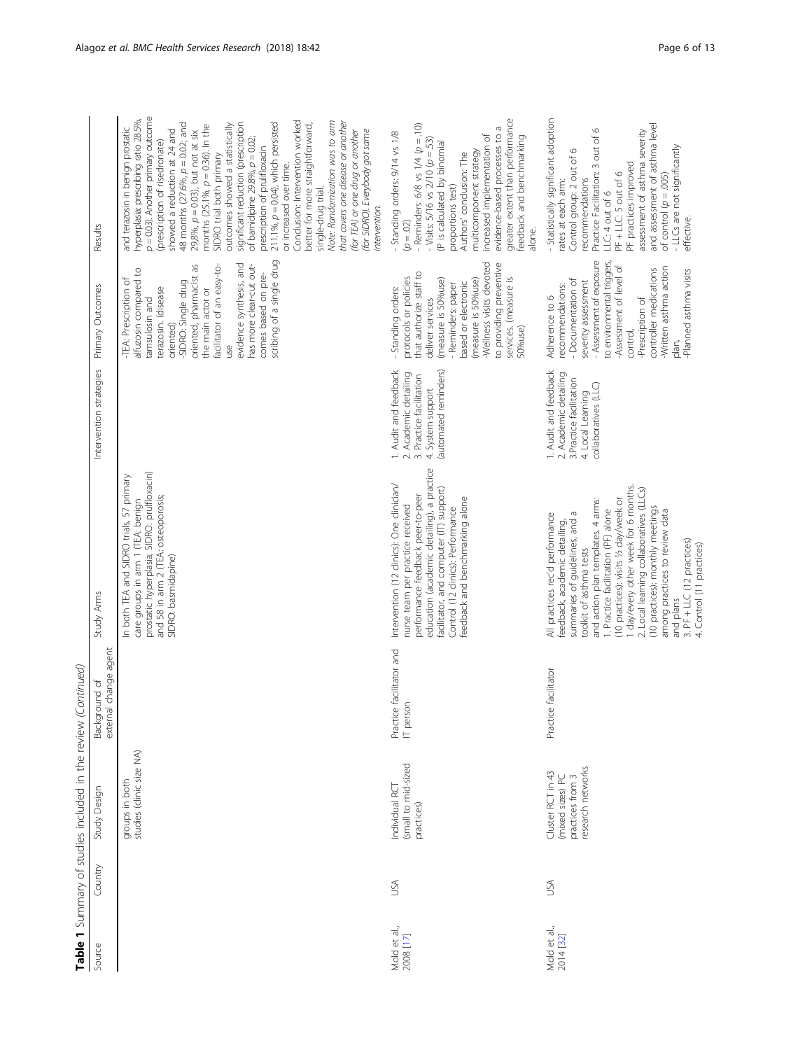**Table 1** Summary of studies included in the review *(Continued)*

| Source | Country | Study Design | Background of external change agent | Study Arms | Intervention strategies | Primary Outcomes | Results |
|---|---|---|---|---|---|---|---|
| | | groups in both studies (clinic size NA) | | In both TEA and SIDRO trials, 57 primary care groups in arm 1 (TEA: benign prostatic hyperplasia; SIDRO: prulifloxacin) and 58 in arm 2 (TEA: osteoporosis; SIDRO: basmidapine) | | -TEA: Prescription of alfuzosin compared to tamsulosin and terazosin. (disease oriented)<br>-SIDRO: Single drug oriented, pharmacist as the main actor or facilitator of an easy-to-use evidence synthesis, and has more clear-cut outcomes based on prescribing of a single drug | and terazosin in benign prostatic hyperplasia: prescribing ratio 28.5%, $p = 0.03$). Another primary outcome (prescription of risedronate) showed a reduction at 24 and 48 months (27.6%, $p = 0.02$; and 29.8%, $p = 0.03$), but not at six months (25.1%, $p = 0.36$). In the SIDRO trial both primary outcomes showed a statistically significant reduction (prescription of barnidipine 29.8%, $p = 0.02$; prescription of prulifloxacin 211.1%, $p = 0.04$), which persisted or increased over time.<br>Conclusion: Intervention worked better for more straightforward, single-drug trial.<br>*Note: Randomization was to arm that covers one disease or another (for TEA) or one drug or another (for SIDRO). Everybody got same intervention.* |
| Mold et al., 2008 [17] | USA | Individual RCT (small to mid-sized practices) | Practice facilitator and IT person | Intervention (12 clinics): One clinician/nurse team per practice received performance feedback peer-to-peer education (academic detailing), a practice facilitator, and computer (IT) support)<br>Control (12 clinics): Performance feedback and benchmarking alone | 1. Audit and feedback<br>2. Academic detailing<br>3. Practice facilitation<br>4. System support (automated reminders) | - Standing orders: protocols or policies that authorize staff to deliver services (measure is 50%use)<br>- Reminders: paper based or electronic (measure is 50%use)<br>-Wellness visits devoted to providing preventive services. (measure is 50%use) | - Standing orders: 9/14 vs 1/8 ($p = .02$)<br>- Reminders: 6/8 vs 1/4 ($p = .10$)<br>- Visits: 5/16 vs 2/10 ($p = .53$)<br>(P is calculated by binomial proportions test)<br>Authors' conclusion: The multicomponent strategy increased implementation of evidence-based processes to a greater extent than performance feedback and benchmarking alone. |
| Mold et al., 2014 [32] | USA | Cluster RCT in 43 (mixed sizes) PC practices from 3 research networks | Practice facilitator | All practices rec'd performance feedback, academic detailing, summaries of guidelines, and a toolkit of asthma tests and action plan templates. 4 arms:<br>1. Practice facilitation (PF) alone (10 practices): visits ½ day/week or 1 day/every other week for 6 months.<br>2. Local learning collaboratives (LLCs) (10 practices): monthly meetings among practices to review data and plans<br>3. PF + LLC (12 practices)<br>4. Control (11 practices) | 1. Audit and feedback<br>2. Academic detailing<br>3.Practice facilitation<br>4. Local Learning collaboratives (LLC) | Adherence to 6 recommendations:<br>- Documentation of severity assessment<br>- Assessment of exposure to environmental triggers,<br>-Assessment of level of control,<br>-Prescription of controller medications<br>-Written asthma action plan,<br>-Planned asthma visits | - Statistically significant adoption rates at each arm:<br>Control group: 2 out of 6 recommendations<br>Practice Facilitation: 3 out of 6<br>LLC: 4 out of 6<br>PF + LLC: 5 out of 6<br>PF practices improved assessment of asthma severity and assessment of asthma level of control ($p = .005$)<br>- LLCs are not significantly effective. |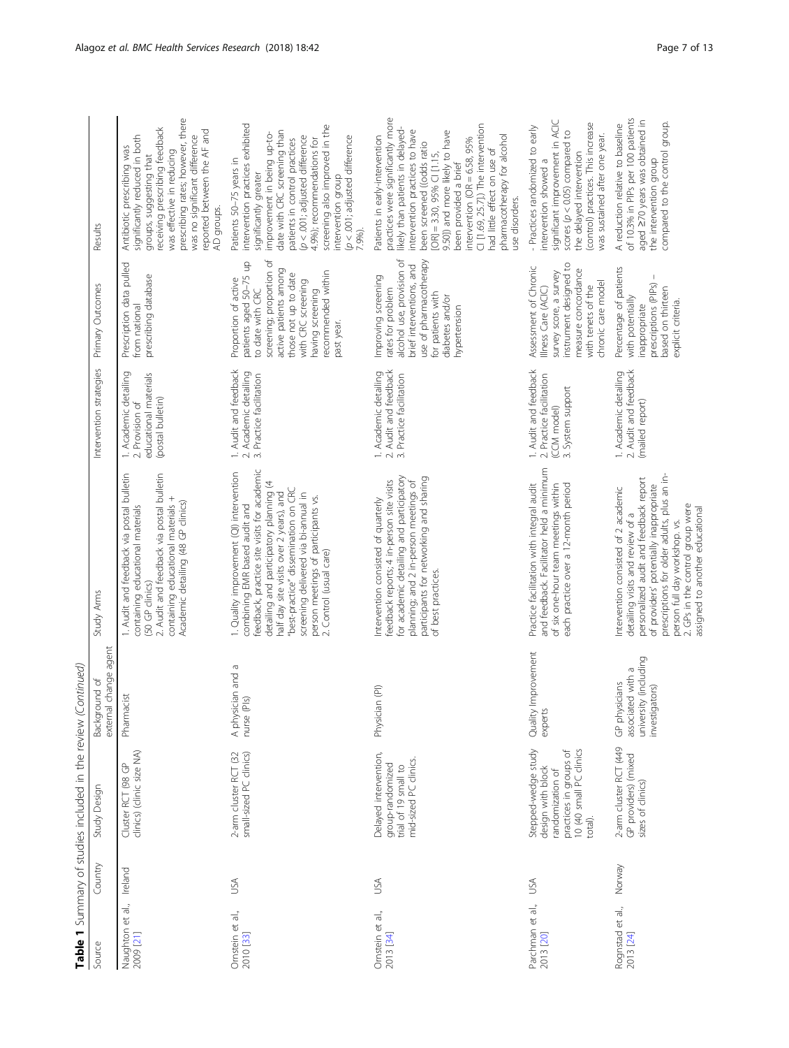**Table 1** Summary of studies included in the review *(Continued)*

| Source | Country | Study Design | Background of external change agent | Study Arms | Intervention strategies | Primary Outcomes | Results |
| --- | --- | --- | --- | --- | --- | --- | --- |
| Naughton et al., 2009 [21] | Ireland | Cluster RCT (98 GP clinics) (clinic size NA) | Pharmacist | 1. Audit and feedback via postal bulletin containing educational materials (50 GP clinics) 2. Audit and feedback via postal bulletin containing educational materials + Academic detailing (48 GP clinics) | 1. Academic detailing 2. Provision of educational materials (postal bulletin) | Prescription data pulled from national prescribing database | Antibiotic prescribing was significantly reduced in both groups, suggesting that receiving prescribing feedback was effective in reducing prescribing rates; however, there was no significant difference reported between the AF and AD groups. |
| Ornstein et al., 2010 [33] | USA | 2-arm cluster RCT (32 small-sized PC clinics) | A physician and a nurse (PIs) | 1. Quality improvement (QI) intervention combining EMR based audit and feedback, practice site visits for academic detailing and participatory planning (4 half day site visits over 2 years), and "best-practice" dissemination on CRC screening delivered via bi-annual in person meetings of participants vs. 2. Control (usual care) | 1. Audit and feedback 2. Academic detailing 3. Practice facilitation | Proportion of active patients aged 50–75 up to date with CRC screening; proportion of active patients among those not up to date with CRC screening having screening recommended within past year. | Patients 50–75 years in intervention practices exhibited significantly greater improvement in being up-to-date with CRC screening than patients in control practices ($p < .001$; adjusted difference 4.9%); recommendations for screening also improved in the intervention group ($p < .001$; adjusted difference 7.9%). |
| Ornstein et al., 2013 [34] | USA | Delayed intervention, group-randomized trial of 19 small to mid-sized PC clinics. | Physician (PI) | Intervention consisted of quarterly feedback reports; 4 in-person site visits for academic detailing and participatory planning; and 2 in-person meetings of participants for networking and sharing of best practices. | 1. Academic detailing 2. Audit and feedback 3. Practice facilitation | Improving screening rates for problem alcohol use, provision of brief interventions, and use of pharmacotherapy for patients with diabetes and/or hypertension | Patients in early-intervention practices were significantly more likely than patients in delayed-intervention practices to have been screened ((odds ratio [OR] = 3.30, 95% CI [1.15, 9.50]) and more likely to have been provided a brief intervention (OR = 6.58, 95% CI [1.69, 25.7].) The intervention had little effect on use of pharmacotherapy for alcohol use disorders. |
| Parchman et al., 2013 [20] | USA | Stepped-wedge study design with block randomization of practices in groups of 10 (40 small PC clinics total). | Quality improvement experts | Practice facilitation with integral audit and feedback. Facilitator held a minimum of six one-hour team meetings within each practice over a 12-month period | 1. Audit and feedback 2. Practice facilitation (CCM model) 3. System support | Assessment of Chronic Illness Care (ACIC) survey score, a survey instrument designed to measure concordance with tenets of the chronic care model | - Practices randomized to early intervention showed a significant improvement in ACIC scores ($p < 0.05$) compared to the delayed intervention (control) practices. This increase was sustained after one year. |
| Rognstad et al., 2013 [24] | Norway | 2-arm cluster RCT (449 GP providers) (mixed sizes of clinics) | GP physicians associated with a university (including investigators) | Intervention consisted of 2 academic detailing visits and review of a personalized audit and feedback report of providers' potentially inappropriate prescriptions for older adults, plus an in-person full day workshop. vs. 2. GPs in the control group were assigned to another educational | 1. Academic detailing 2. Audit and feedback (mailed report) | Percentage of patients with potentially inappropriate prescriptions (PIPs) – based on thirteen explicit criteria. | A reduction relative to baseline of 10.3% in PIPs per 100 patients aged ≥70 years was obtained in the intervention group compared to the control group. |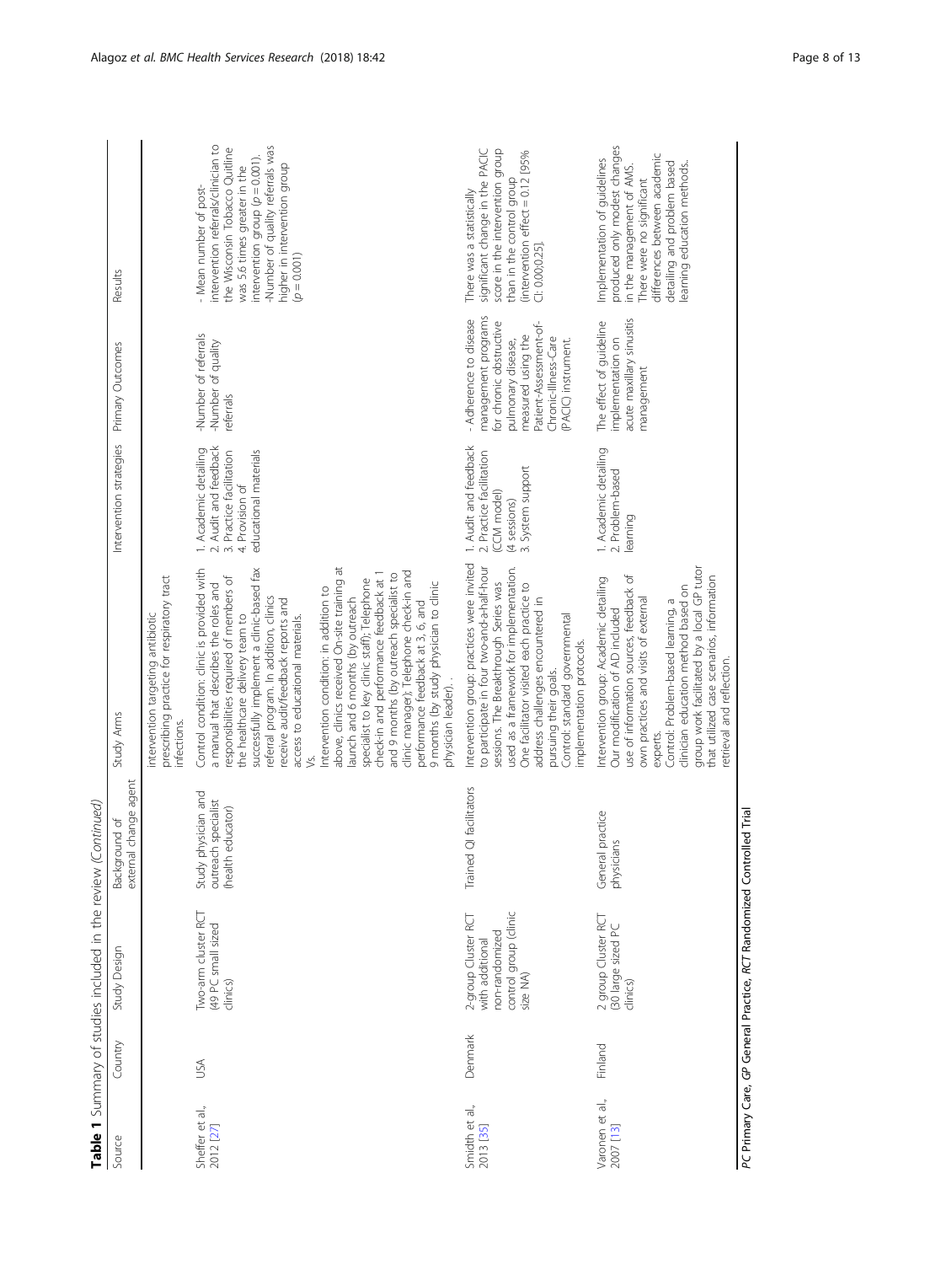**Table 1** Summary of studies included in the review *(Continued)*

| Source | Country | Study Design | Background of external change agent | Study Arms | Intervention strategies | Primary Outcomes | Results |
|---|---|---|---|---|---|---|---|
| | | | | intervention targeting antibiotic prescribing practice for respiratory tract infections. | | | |
| Sheffer et al., 2012 [27] | USA | Two-arm cluster RCT (49 PC small sized clinics) | Study physician and outreach specialist (health educator) | Control condition: clinic is provided with a manual that describes the roles and responsibilities required of members of the healthcare delivery team to successfully implement a clinic-based fax referral program. In addition, clinics receive audit/feedback reports and access to educational materials. Vs. Intervention condition: in addition to above, clinics received On-site training at launch and 6 months (by outreach specialist to key clinic staff); Telephone check-in and performance feedback at 1 and 9 months (by outreach specialist to clinic manager); Telephone check-in and performance feedback at 3, 6, and 9 months (by study physician to clinic physician leader). . | 1. Academic detailing 2. Audit and feedback 3. Practice facilitation 4. Provision of educational materials | -Number of referrals -Number of quality referrals | - Mean number of post-intervention referrals/clinician to the Wisconsin Tobacco Quitline was 5.6 times greater in the intervention group ($p = 0.001$). -Number of quality referrals was higher in intervention group ($p = 0.001$) |
| Smidth et al., 2013 [35] | Denmark | 2-group Cluster RCT with additional non-randomized control group (clinic size NA) | Trained QI facilitators | Intervention group: practices were invited to participate in four two-and-a-half-hour sessions. The Breakthrough Series was used as a framework for implementation. One facilitator visited each practice to address challenges encountered in pursuing their goals. Control: standard governmental implementation protocols. | 1. Audit and feedback 2. Practice facilitation (CCM model) (4 sessions) 3. System support | - Adherence to disease management programs for chronic obstructive pulmonary disease, measured using the Patient-Assessment-of-Chronic-Illness-Care (PACIC) instrument. | There was a statistically significant change in the PACIC score in the intervention group than in the control group (intervention effect = 0.12 [95% CI: 0.00;0.25]. |
| Varonen et al., 2007 [13] | Finland | 2 group Cluster RCT (30 large sized PC clinics) | General practice physicians | Intervention group: Academic detailing Our modification of AD included use of information sources, feedback of own practices and visits of external experts. Control: Problem-based learning, a clinician education method based on group work facilitated by a local GP tutor that utilized case scenarios, information retrieval and reflection. | 1. Academic detailing 2. Problem-based learning | The effect of guideline implementation on acute maxillary sinusitis management | Implementation of guidelines produced only modest changes in the management of AMS. There were no significant differences between academic detailing and problem based learning education methods.. |

*PC* Primary Care, *GP* General Practice, *RCT* Randomized Controlled Trial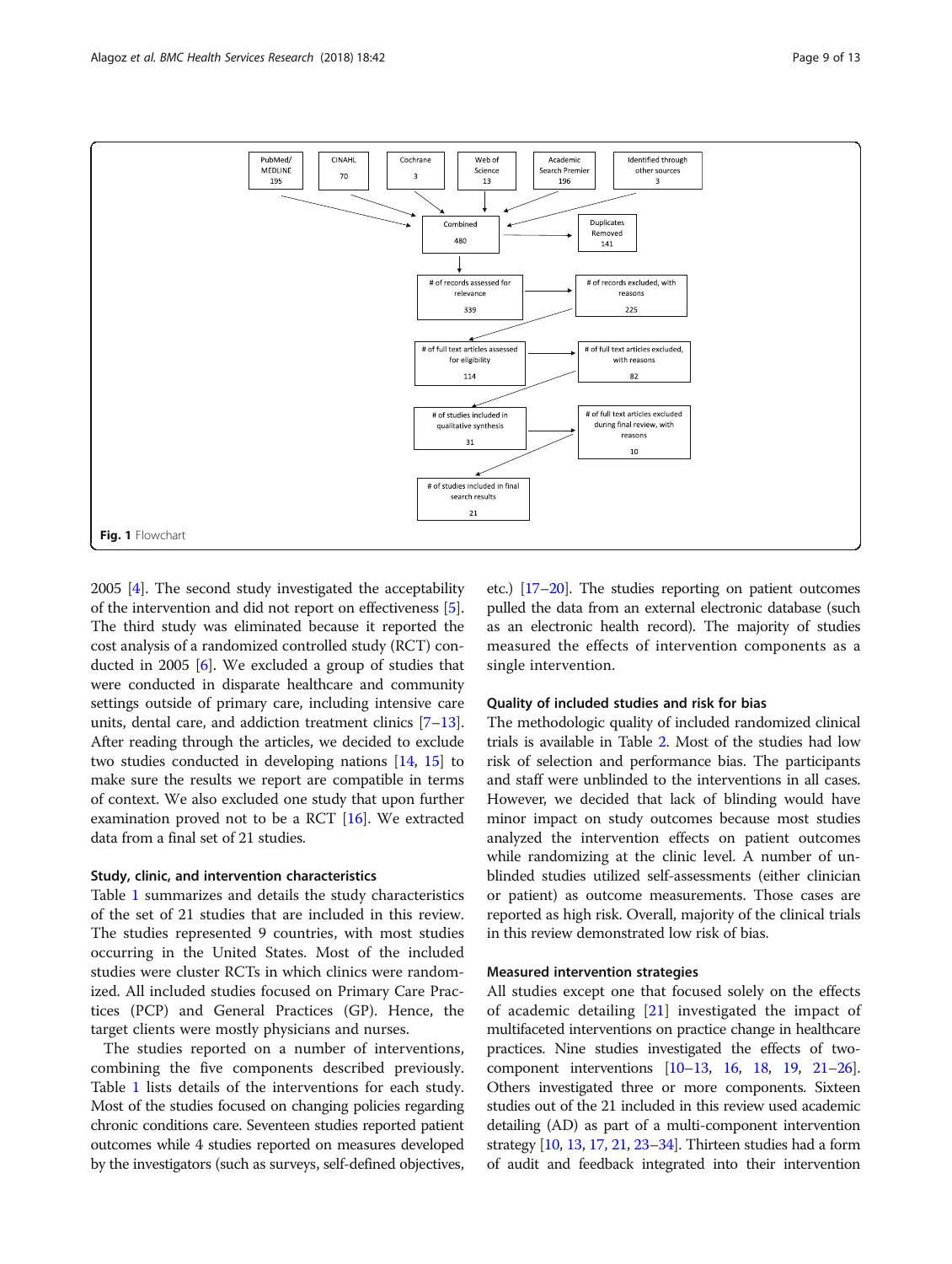PubMed/ MEDLINE 195

CINAHL 70

Cochrane 3

Web of Science 13

Academic Search Premier 196

Identified through other sources 3

Combined 480

Duplicates Removed 141

# of records assessed for relevance 339

# of records excluded, with reasons 225

# of full text articles assessed for eligibility 114

# of full text articles excluded, with reasons 82

# of studies included in qualitative synthesis 31

# of full text articles excluded during final review, with reasons 10

# of studies included in final search results 21

**Fig. 1** Flowchart

2005 [4]. The second study investigated the acceptability of the intervention and did not report on effectiveness [5]. The third study was eliminated because it reported the cost analysis of a randomized controlled study (RCT) conducted in 2005 [6]. We excluded a group of studies that were conducted in disparate healthcare and community settings outside of primary care, including intensive care units, dental care, and addiction treatment clinics [7–13]. After reading through the articles, we decided to exclude two studies conducted in developing nations [14, 15] to make sure the results we report are compatible in terms of context. We also excluded one study that upon further examination proved not to be a RCT [16]. We extracted data from a final set of 21 studies.

### Study, clinic, and intervention characteristics

Table 1 summarizes and details the study characteristics of the set of 21 studies that are included in this review. The studies represented 9 countries, with most studies occurring in the United States. Most of the included studies were cluster RCTs in which clinics were randomized. All included studies focused on Primary Care Practices (PCP) and General Practices (GP). Hence, the target clients were mostly physicians and nurses.

The studies reported on a number of interventions, combining the five components described previously. Table 1 lists details of the interventions for each study. Most of the studies focused on changing policies regarding chronic conditions care. Seventeen studies reported patient outcomes while 4 studies reported on measures developed by the investigators (such as surveys, self-defined objectives, etc.) [17–20]. The studies reporting on patient outcomes pulled the data from an external electronic database (such as an electronic health record). The majority of studies measured the effects of intervention components as a single intervention.

### Quality of included studies and risk for bias

The methodologic quality of included randomized clinical trials is available in Table 2. Most of the studies had low risk of selection and performance bias. The participants and staff were unblinded to the interventions in all cases. However, we decided that lack of blinding would have minor impact on study outcomes because most studies analyzed the intervention effects on patient outcomes while randomizing at the clinic level. A number of unblinded studies utilized self-assessments (either clinician or patient) as outcome measurements. Those cases are reported as high risk. Overall, majority of the clinical trials in this review demonstrated low risk of bias.

### Measured intervention strategies

All studies except one that focused solely on the effects of academic detailing [21] investigated the impact of multifaceted interventions on practice change in healthcare practices. Nine studies investigated the effects of two-component interventions [10–13, 16, 18, 19, 21–26]. Others investigated three or more components. Sixteen studies out of the 21 included in this review used academic detailing (AD) as part of a multi-component intervention strategy [10, 13, 17, 21, 23–34]. Thirteen studies had a form of audit and feedback integrated into their intervention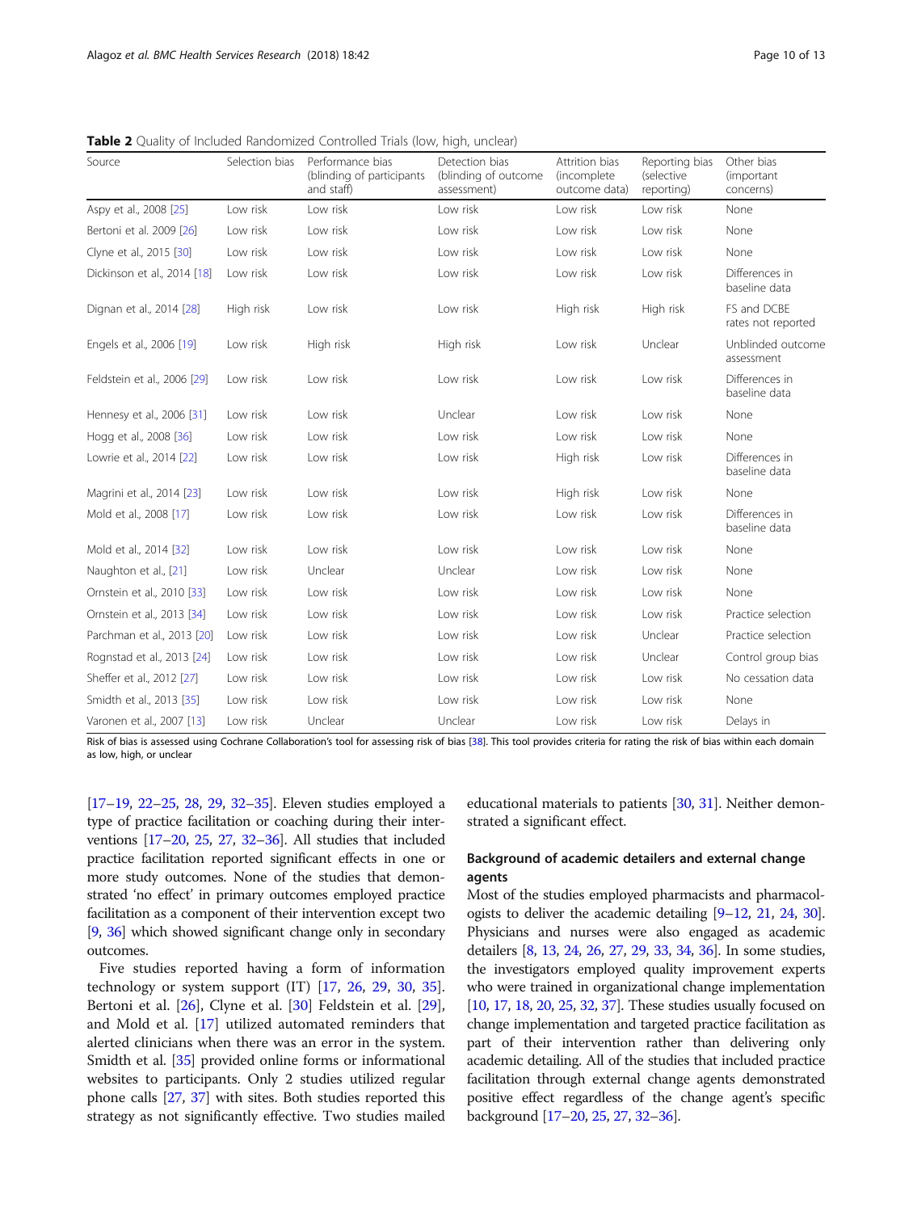**Table 2** Quality of Included Randomized Controlled Trials (low, high, unclear)

| Source | Selection bias | Performance bias (blinding of participants and staff) | Detection bias (blinding of outcome assessment) | Attrition bias (incomplete outcome data) | Reporting bias (selective reporting) | Other bias (important concerns) |
|---|---|---|---|---|---|---|
| Aspy et al., 2008 [25] | Low risk | Low risk | Low risk | Low risk | Low risk | None |
| Bertoni et al. 2009 [26] | Low risk | Low risk | Low risk | Low risk | Low risk | None |
| Clyne et al., 2015 [30] | Low risk | Low risk | Low risk | Low risk | Low risk | None |
| Dickinson et al., 2014 [18] | Low risk | Low risk | Low risk | Low risk | Low risk | Differences in baseline data |
| Dignan et al., 2014 [28] | High risk | Low risk | Low risk | High risk | High risk | FS and DCBE rates not reported |
| Engels et al., 2006 [19] | Low risk | High risk | High risk | Low risk | Unclear | Unblinded outcome assessment |
| Feldstein et al., 2006 [29] | Low risk | Low risk | Low risk | Low risk | Low risk | Differences in baseline data |
| Hennesy et al., 2006 [31] | Low risk | Low risk | Unclear | Low risk | Low risk | None |
| Hogg et al., 2008 [36] | Low risk | Low risk | Low risk | Low risk | Low risk | None |
| Lowrie et al., 2014 [22] | Low risk | Low risk | Low risk | High risk | Low risk | Differences in baseline data |
| Magrini et al., 2014 [23] | Low risk | Low risk | Low risk | High risk | Low risk | None |
| Mold et al., 2008 [17] | Low risk | Low risk | Low risk | Low risk | Low risk | Differences in baseline data |
| Mold et al., 2014 [32] | Low risk | Low risk | Low risk | Low risk | Low risk | None |
| Naughton et al., [21] | Low risk | Unclear | Unclear | Low risk | Low risk | None |
| Ornstein et al., 2010 [33] | Low risk | Low risk | Low risk | Low risk | Low risk | None |
| Ornstein et al., 2013 [34] | Low risk | Low risk | Low risk | Low risk | Low risk | Practice selection |
| Parchman et al., 2013 [20] | Low risk | Low risk | Low risk | Low risk | Unclear | Practice selection |
| Rognstad et al., 2013 [24] | Low risk | Low risk | Low risk | Low risk | Unclear | Control group bias |
| Sheffer et al., 2012 [27] | Low risk | Low risk | Low risk | Low risk | Low risk | No cessation data |
| Smidth et al., 2013 [35] | Low risk | Low risk | Low risk | Low risk | Low risk | None |
| Varonen et al., 2007 [13] | Low risk | Unclear | Unclear | Low risk | Low risk | Delays in |

Risk of bias is assessed using Cochrane Collaboration's tool for assessing risk of bias [38]. This tool provides criteria for rating the risk of bias within each domain as low, high, or unclear

[17–19, 22–25, 28, 29, 32–35]. Eleven studies employed a type of practice facilitation or coaching during their interventions [17–20, 25, 27, 32–36]. All studies that included practice facilitation reported significant effects in one or more study outcomes. None of the studies that demonstrated 'no effect' in primary outcomes employed practice facilitation as a component of their intervention except two [9, 36] which showed significant change only in secondary outcomes.

Five studies reported having a form of information technology or system support (IT) [17, 26, 29, 30, 35]. Bertoni et al. [26], Clyne et al. [30] Feldstein et al. [29], and Mold et al. [17] utilized automated reminders that alerted clinicians when there was an error in the system. Smidth et al. [35] provided online forms or informational websites to participants. Only 2 studies utilized regular phone calls [27, 37] with sites. Both studies reported this strategy as not significantly effective. Two studies mailed educational materials to patients [30, 31]. Neither demonstrated a significant effect.

### Background of academic detailers and external change agents

Most of the studies employed pharmacists and pharmacologists to deliver the academic detailing [9–12, 21, 24, 30]. Physicians and nurses were also engaged as academic detailers [8, 13, 24, 26, 27, 29, 33, 34, 36]. In some studies, the investigators employed quality improvement experts who were trained in organizational change implementation [10, 17, 18, 20, 25, 32, 37]. These studies usually focused on change implementation and targeted practice facilitation as part of their intervention rather than delivering only academic detailing. All of the studies that included practice facilitation through external change agents demonstrated positive effect regardless of the change agent's specific background [17–20, 25, 27, 32–36].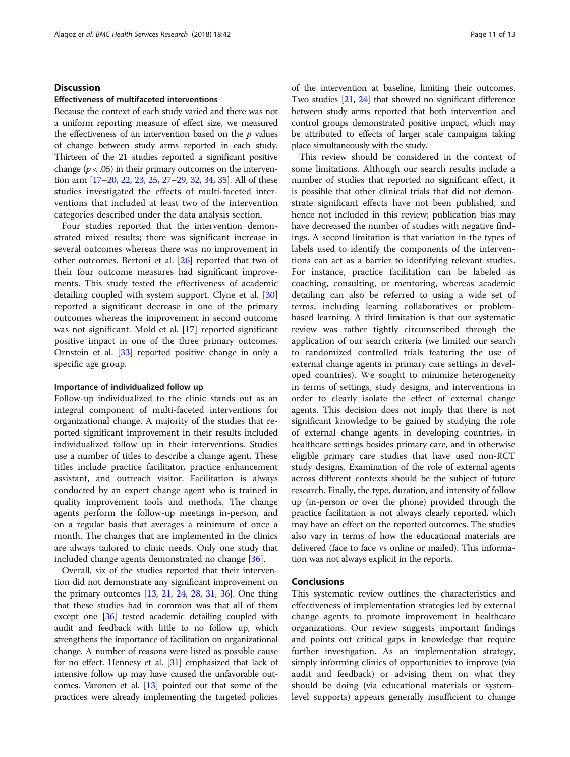## Discussion

### Effectiveness of multifaceted interventions

Because the context of each study varied and there was not a uniform reporting measure of effect size, we measured the effectiveness of an intervention based on the *p* values of change between study arms reported in each study. Thirteen of the 21 studies reported a significant positive change ($p < .05$) in their primary outcomes on the intervention arm [17–20, 22, 23, 25, 27–29, 32, 34, 35]. All of these studies investigated the effects of multi-faceted interventions that included at least two of the intervention categories described under the data analysis section.

Four studies reported that the intervention demonstrated mixed results; there was significant increase in several outcomes whereas there was no improvement in other outcomes. Bertoni et al. [26] reported that two of their four outcome measures had significant improvements. This study tested the effectiveness of academic detailing coupled with system support. Clyne et al. [30] reported a significant decrease in one of the primary outcomes whereas the improvement in second outcome was not significant. Mold et al. [17] reported significant positive impact in one of the three primary outcomes. Ornstein et al. [33] reported positive change in only a specific age group.

### Importance of individualized follow up

Follow-up individualized to the clinic stands out as an integral component of multi-faceted interventions for organizational change. A majority of the studies that reported significant improvement in their results included individualized follow up in their interventions. Studies use a number of titles to describe a change agent. These titles include practice facilitator, practice enhancement assistant, and outreach visitor. Facilitation is always conducted by an expert change agent who is trained in quality improvement tools and methods. The change agents perform the follow-up meetings in-person, and on a regular basis that averages a minimum of once a month. The changes that are implemented in the clinics are always tailored to clinic needs. Only one study that included change agents demonstrated no change [36].

Overall, six of the studies reported that their intervention did not demonstrate any significant improvement on the primary outcomes [13, 21, 24, 28, 31, 36]. One thing that these studies had in common was that all of them except one [36] tested academic detailing coupled with audit and feedback with little to no follow up, which strengthens the importance of facilitation on organizational change. A number of reasons were listed as possible cause for no effect. Hennesey et al. [31] emphasized that lack of intensive follow up may have caused the unfavorable outcomes. Varonen et al. [13] pointed out that some of the practices were already implementing the targeted policies of the intervention at baseline, limiting their outcomes. Two studies [21, 24] that showed no significant difference between study arms reported that both intervention and control groups demonstrated positive impact, which may be attributed to effects of larger scale campaigns taking place simultaneously with the study.

This review should be considered in the context of some limitations. Although our search results include a number of studies that reported no significant effect, it is possible that other clinical trials that did not demonstrate significant effects have not been published, and hence not included in this review; publication bias may have decreased the number of studies with negative findings. A second limitation is that variation in the types of labels used to identify the components of the interventions can act as a barrier to identifying relevant studies. For instance, practice facilitation can be labeled as coaching, consulting, or mentoring, whereas academic detailing can also be referred to using a wide set of terms, including learning collaboratives or problem-based learning. A third limitation is that our systematic review was rather tightly circumscribed through the application of our search criteria (we limited our search to randomized controlled trials featuring the use of external change agents in primary care settings in developed countries). We sought to minimize heterogeneity in terms of settings, study designs, and interventions in order to clearly isolate the effect of external change agents. This decision does not imply that there is not significant knowledge to be gained by studying the role of external change agents in developing countries, in healthcare settings besides primary care, and in otherwise eligible primary care studies that have used non-RCT study designs. Examination of the role of external agents across different contexts should be the subject of future research. Finally, the type, duration, and intensity of follow up (in-person or over the phone) provided through the practice facilitation is not always clearly reported, which may have an effect on the reported outcomes. The studies also vary in terms of how the educational materials are delivered (face to face vs online or mailed). This information was not always explicit in the reports.

## Conclusions

This systematic review outlines the characteristics and effectiveness of implementation strategies led by external change agents to promote improvement in healthcare organizations. Our review suggests important findings and points out critical gaps in knowledge that require further investigation. As an implementation strategy, simply informing clinics of opportunities to improve (via audit and feedback) or advising them on what they should be doing (via educational materials or system-level supports) appears generally insufficient to change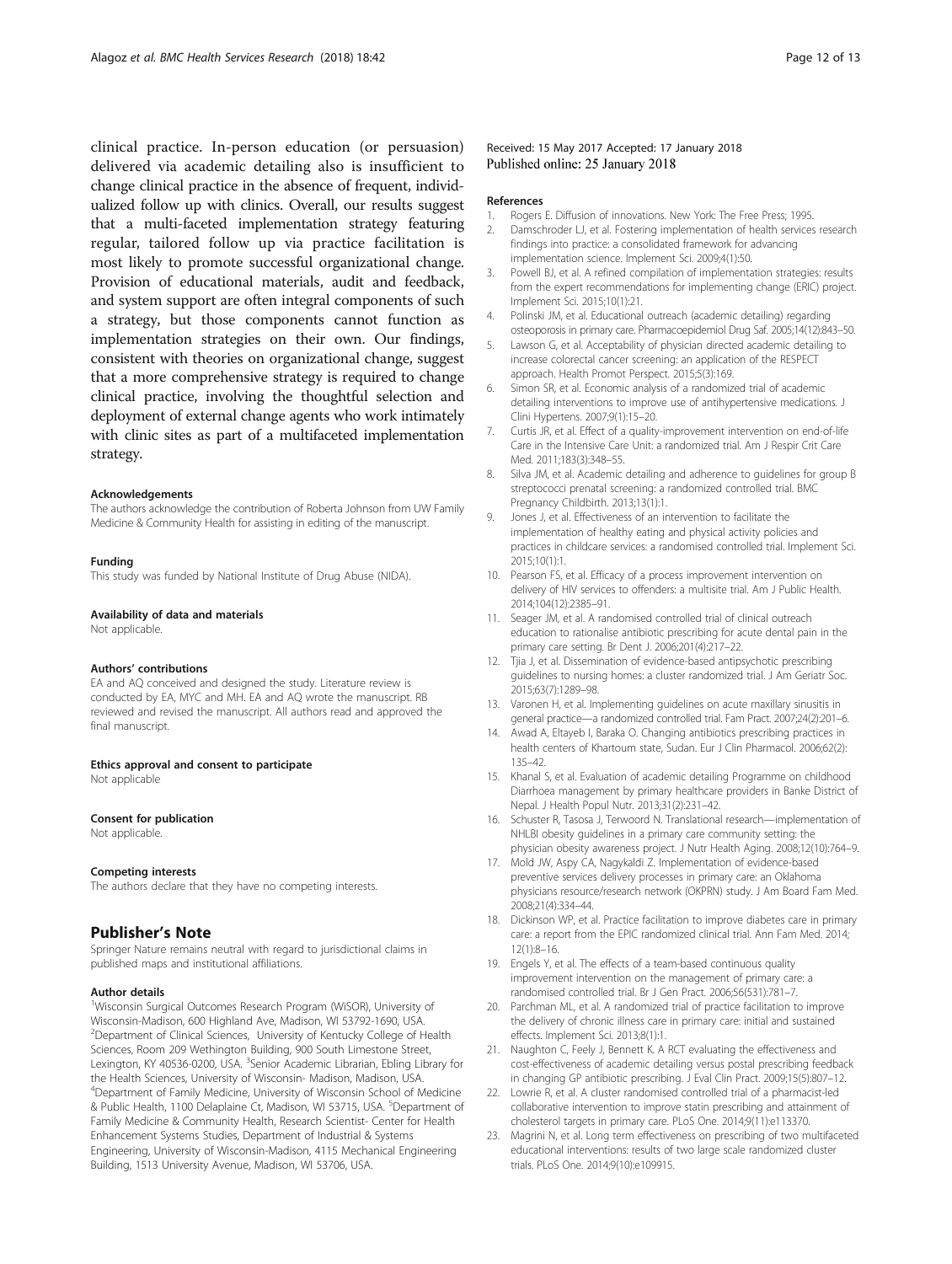clinical practice. In-person education (or persuasion) delivered via academic detailing also is insufficient to change clinical practice in the absence of frequent, individualized follow up with clinics. Overall, our results suggest that a multi-faceted implementation strategy featuring regular, tailored follow up via practice facilitation is most likely to promote successful organizational change. Provision of educational materials, audit and feedback, and system support are often integral components of such a strategy, but those components cannot function as implementation strategies on their own. Our findings, consistent with theories on organizational change, suggest that a more comprehensive strategy is required to change clinical practice, involving the thoughtful selection and deployment of external change agents who work intimately with clinic sites as part of a multifaceted implementation strategy.

#### Acknowledgements

The authors acknowledge the contribution of Roberta Johnson from UW Family Medicine & Community Health for assisting in editing of the manuscript.

#### Funding

This study was funded by National Institute of Drug Abuse (NIDA).

#### Availability of data and materials

Not applicable.

#### Authors' contributions

EA and AQ conceived and designed the study. Literature review is conducted by EA, MYC and MH. EA and AQ wrote the manuscript. RB reviewed and revised the manuscript. All authors read and approved the final manuscript.

#### Ethics approval and consent to participate

Not applicable

#### Consent for publication

Not applicable.

#### Competing interests

The authors declare that they have no competing interests.

## Publisher's Note

Springer Nature remains neutral with regard to jurisdictional claims in published maps and institutional affiliations.

#### Author details

[1]Wisconsin Surgical Outcomes Research Program (WiSOR), University of Wisconsin-Madison, 600 Highland Ave, Madison, WI 53792-1690, USA. [2]Department of Clinical Sciences, University of Kentucky College of Health Sciences, Room 209 Wethington Building, 900 South Limestone Street, Lexington, KY 40536-0200, USA. [3]Senior Academic Librarian, Ebling Library for the Health Sciences, University of Wisconsin- Madison, Madison, USA. [4]Department of Family Medicine, University of Wisconsin School of Medicine & Public Health, 1100 Delaplaine Ct, Madison, WI 53715, USA. [5]Department of Family Medicine & Community Health, Research Scientist- Center for Health Enhancement Systems Studies, Department of Industrial & Systems Engineering, University of Wisconsin-Madison, 4115 Mechanical Engineering Building, 1513 University Avenue, Madison, WI 53706, USA.

Received: 15 May 2017 Accepted: 17 January 2018
Published online: 25 January 2018

#### References

1. Rogers E. Diffusion of innovations. New York: The Free Press; 1995.
2. Damschroder LJ, et al. Fostering implementation of health services research findings into practice: a consolidated framework for advancing implementation science. Implement Sci. 2009;4(1):50.
3. Powell BJ, et al. A refined compilation of implementation strategies: results from the expert recommendations for implementing change (ERIC) project. Implement Sci. 2015;10(1):21.
4. Polinski JM, et al. Educational outreach (academic detailing) regarding osteoporosis in primary care. Pharmacoepidemiol Drug Saf. 2005;14(12):843–50.
5. Lawson G, et al. Acceptability of physician directed academic detailing to increase colorectal cancer screening: an application of the RESPECT approach. Health Promot Perspect. 2015;5(3):169.
6. Simon SR, et al. Economic analysis of a randomized trial of academic detailing interventions to improve use of antihypertensive medications. J Clini Hypertens. 2007;9(1):15–20.
7. Curtis JR, et al. Effect of a quality-improvement intervention on end-of-life Care in the Intensive Care Unit: a randomized trial. Am J Respir Crit Care Med. 2011;183(3):348–55.
8. Silva JM, et al. Academic detailing and adherence to guidelines for group B streptococci prenatal screening: a randomized controlled trial. BMC Pregnancy Childbirth. 2013;13(1):1.
9. Jones J, et al. Effectiveness of an intervention to facilitate the implementation of healthy eating and physical activity policies and practices in childcare services: a randomised controlled trial. Implement Sci. 2015;10(1):1.
10. Pearson FS, et al. Efficacy of a process improvement intervention on delivery of HIV services to offenders: a multisite trial. Am J Public Health. 2014;104(12):2385–91.
11. Seager JM, et al. A randomised controlled trial of clinical outreach education to rationalise antibiotic prescribing for acute dental pain in the primary care setting. Br Dent J. 2006;201(4):217–22.
12. Tjia J, et al. Dissemination of evidence-based antipsychotic prescribing guidelines to nursing homes: a cluster randomized trial. J Am Geriatr Soc. 2015;63(7):1289–98.
13. Varonen H, et al. Implementing guidelines on acute maxillary sinusitis in general practice—a randomized controlled trial. Fam Pract. 2007;24(2):201–6.
14. Awad A, Eltayeb I, Baraka O. Changing antibiotics prescribing practices in health centers of Khartoum state, Sudan. Eur J Clin Pharmacol. 2006;62(2): 135–42.
15. Khanal S, et al. Evaluation of academic detailing Programme on childhood Diarrhoea management by primary healthcare providers in Banke District of Nepal. J Health Popul Nutr. 2013;31(2):231–42.
16. Schuster R, Tasosa J, Terwoord N. Translational research—implementation of NHLBI obesity guidelines in a primary care community setting: the physician obesity awareness project. J Nutr Health Aging. 2008;12(10):764–9.
17. Mold JW, Aspy CA, Nagykaldi Z. Implementation of evidence-based preventive services delivery processes in primary care: an Oklahoma physicians resource/research network (OKPRN) study. J Am Board Fam Med. 2008;21(4):334–44.
18. Dickinson WP, et al. Practice facilitation to improve diabetes care in primary care: a report from the EPIC randomized clinical trial. Ann Fam Med. 2014; 12(1):8–16.
19. Engels Y, et al. The effects of a team-based continuous quality improvement intervention on the management of primary care: a randomised controlled trial. Br J Gen Pract. 2006;56(531):781–7.
20. Parchman ML, et al. A randomized trial of practice facilitation to improve the delivery of chronic illness care in primary care: initial and sustained effects. Implement Sci. 2013;8(1):1.
21. Naughton C, Feely J, Bennett K. A RCT evaluating the effectiveness and cost-effectiveness of academic detailing versus postal prescribing feedback in changing GP antibiotic prescribing. J Eval Clin Pract. 2009;15(5):807–12.
22. Lowrie R, et al. A cluster randomised controlled trial of a pharmacist-led collaborative intervention to improve statin prescribing and attainment of cholesterol targets in primary care. PLoS One. 2014;9(11):e113370.
23. Magrini N, et al. Long term effectiveness on prescribing of two multifaceted educational interventions: results of two large scale randomized cluster trials. PLoS One. 2014;9(10):e109915.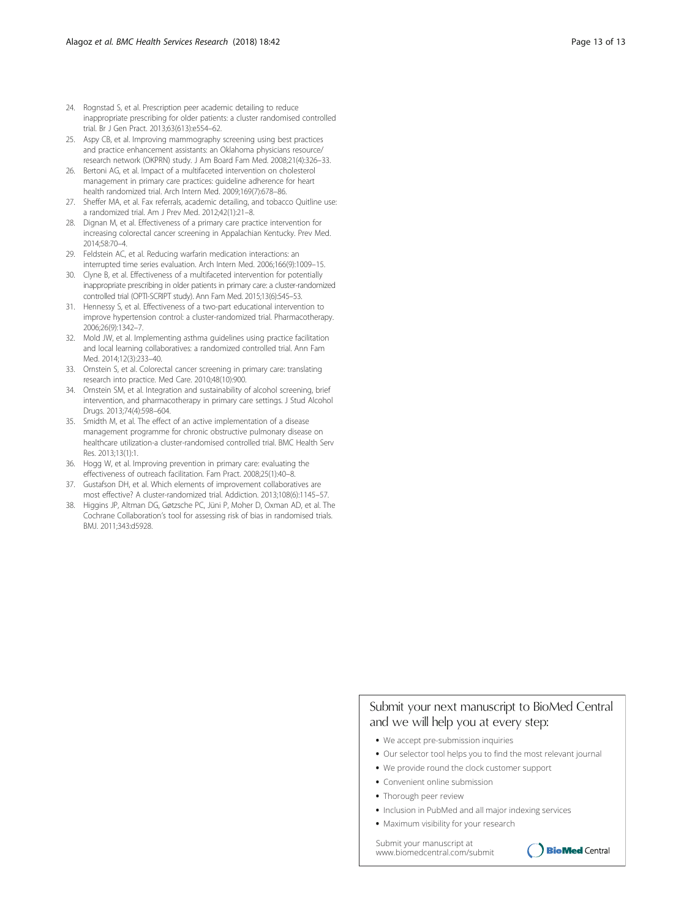24. Rognstad S, et al. Prescription peer academic detailing to reduce inappropriate prescribing for older patients: a cluster randomised controlled trial. Br J Gen Pract. 2013;63(613):e554–62.
25. Aspy CB, et al. Improving mammography screening using best practices and practice enhancement assistants: an Oklahoma physicians resource/research network (OKPRN) study. J Am Board Fam Med. 2008;21(4):326–33.
26. Bertoni AG, et al. Impact of a multifaceted intervention on cholesterol management in primary care practices: guideline adherence for heart health randomized trial. Arch Intern Med. 2009;169(7):678–86.
27. Sheffer MA, et al. Fax referrals, academic detailing, and tobacco Quitline use: a randomized trial. Am J Prev Med. 2012;42(1):21–8.
28. Dignan M, et al. Effectiveness of a primary care practice intervention for increasing colorectal cancer screening in Appalachian Kentucky. Prev Med. 2014;58:70–4.
29. Feldstein AC, et al. Reducing warfarin medication interactions: an interrupted time series evaluation. Arch Intern Med. 2006;166(9):1009–15.
30. Clyne B, et al. Effectiveness of a multifaceted intervention for potentially inappropriate prescribing in older patients in primary care: a cluster-randomized controlled trial (OPTI-SCRIPT study). Ann Fam Med. 2015;13(6):545–53.
31. Hennessy S, et al. Effectiveness of a two-part educational intervention to improve hypertension control: a cluster-randomized trial. Pharmacotherapy. 2006;26(9):1342–7.
32. Mold JW, et al. Implementing asthma guidelines using practice facilitation and local learning collaboratives: a randomized controlled trial. Ann Fam Med. 2014;12(3):233–40.
33. Ornstein S, et al. Colorectal cancer screening in primary care: translating research into practice. Med Care. 2010;48(10):900.
34. Ornstein SM, et al. Integration and sustainability of alcohol screening, brief intervention, and pharmacotherapy in primary care settings. J Stud Alcohol Drugs. 2013;74(4):598–604.
35. Smidth M, et al. The effect of an active implementation of a disease management programme for chronic obstructive pulmonary disease on healthcare utilization-a cluster-randomised controlled trial. BMC Health Serv Res. 2013;13(1):1.
36. Hogg W, et al. Improving prevention in primary care: evaluating the effectiveness of outreach facilitation. Fam Pract. 2008;25(1):40–8.
37. Gustafson DH, et al. Which elements of improvement collaboratives are most effective? A cluster-randomized trial. Addiction. 2013;108(6):1145–57.
38. Higgins JP, Altman DG, Gøtzsche PC, Jüni P, Moher D, Oxman AD, et al. The Cochrane Collaboration's tool for assessing risk of bias in randomised trials. BMJ. 2011;343:d5928.